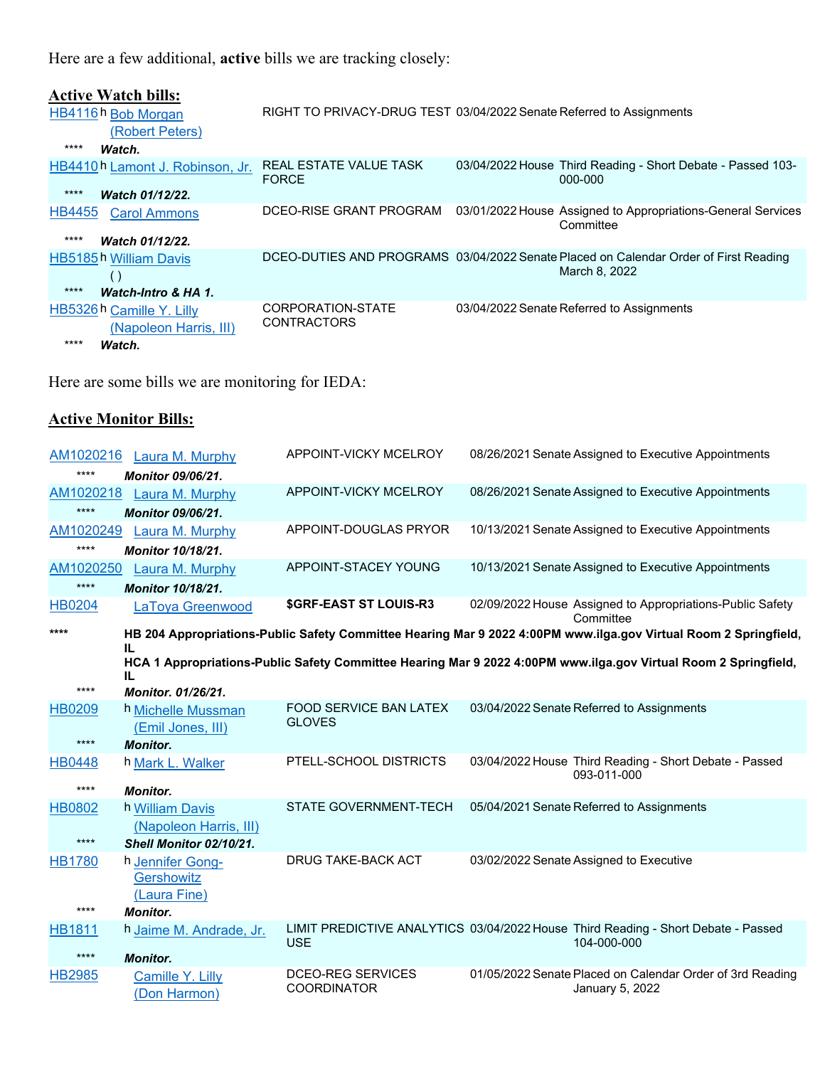Here are a few additional, **active** bills we are tracking closely:

**Active Watch bills:**

| Bill | | Sponsor | Description | Date | Chamber | Last Action |
|---|---|---|---|---|---|---|
| HB4116 | h | Bob Morgan (Robert Peters) | RIGHT TO PRIVACY-DRUG TEST | 03/04/2022 | Senate | Referred to Assignments |
| **** | | ***Watch.*** | | | | |
| HB4410 | h | Lamont J. Robinson, Jr. | REAL ESTATE VALUE TASK FORCE | 03/04/2022 | House | Third Reading - Short Debate - Passed 103-000-000 |
| **** | | ***Watch 01/12/22.*** | | | | |
| HB4455 | | Carol Ammons | DCEO-RISE GRANT PROGRAM | 03/01/2022 | House | Assigned to Appropriations-General Services Committee |
| **** | | ***Watch 01/12/22.*** | | | | |
| HB5185 | h | William Davis ( ) | DCEO-DUTIES AND PROGRAMS | 03/04/2022 | Senate | Placed on Calendar Order of First Reading March 8, 2022 |
| **** | | ***Watch-Intro & HA 1.*** | | | | |
| HB5326 | h | Camille Y. Lilly (Napoleon Harris, III) | CORPORATION-STATE CONTRACTORS | 03/04/2022 | Senate | Referred to Assignments |
| **** | | ***Watch.*** | | | | |

Here are some bills we are monitoring for IEDA:

**Active Monitor Bills:**

| Bill | | Sponsor | Description | Date | Chamber | Last Action |
|---|---|---|---|---|---|---|
| AM1020216 | | Laura M. Murphy | APPOINT-VICKY MCELROY | 08/26/2021 | Senate | Assigned to Executive Appointments |
| **** | | ***Monitor 09/06/21.*** | | | | |
| AM1020218 | | Laura M. Murphy | APPOINT-VICKY MCELROY | 08/26/2021 | Senate | Assigned to Executive Appointments |
| **** | | ***Monitor 09/06/21.*** | | | | |
| AM1020249 | | Laura M. Murphy | APPOINT-DOUGLAS PRYOR | 10/13/2021 | Senate | Assigned to Executive Appointments |
| **** | | ***Monitor 10/18/21.*** | | | | |
| AM1020250 | | Laura M. Murphy | APPOINT-STACEY YOUNG | 10/13/2021 | Senate | Assigned to Executive Appointments |
| **** | | ***Monitor 10/18/21.*** | | | | |
| HB0204 | | LaToya Greenwood | **$GRF-EAST ST LOUIS-R3** | 02/09/2022 | House | Assigned to Appropriations-Public Safety Committee |
| **** | | **HB 204 Appropriations-Public Safety Committee Hearing Mar 9 2022 4:00PM www.ilga.gov Virtual Room 2 Springfield, IL** **HCA 1 Appropriations-Public Safety Committee Hearing Mar 9 2022 4:00PM www.ilga.gov Virtual Room 2 Springfield, IL** | | | | |
| **** | | ***Monitor. 01/26/21.*** | | | | |
| HB0209 | h | Michelle Mussman (Emil Jones, III) | FOOD SERVICE BAN LATEX GLOVES | 03/04/2022 | Senate | Referred to Assignments |
| **** | | ***Monitor.*** | | | | |
| HB0448 | h | Mark L. Walker | PTELL-SCHOOL DISTRICTS | 03/04/2022 | House | Third Reading - Short Debate - Passed 093-011-000 |
| **** | | ***Monitor.*** | | | | |
| HB0802 | h | William Davis (Napoleon Harris, III) | STATE GOVERNMENT-TECH | 05/04/2021 | Senate | Referred to Assignments |
| **** | | ***Shell Monitor 02/10/21.*** | | | | |
| HB1780 | h | Jennifer Gong-Gershowitz (Laura Fine) | DRUG TAKE-BACK ACT | 03/02/2022 | Senate | Assigned to Executive |
| **** | | ***Monitor.*** | | | | |
| HB1811 | h | Jaime M. Andrade, Jr. | LIMIT PREDICTIVE ANALYTICS USE | 03/04/2022 | House | Third Reading - Short Debate - Passed 104-000-000 |
| **** | | ***Monitor.*** | | | | |
| HB2985 | | Camille Y. Lilly (Don Harmon) | DCEO-REG SERVICES COORDINATOR | 01/05/2022 | Senate | Placed on Calendar Order of 3rd Reading January 5, 2022 |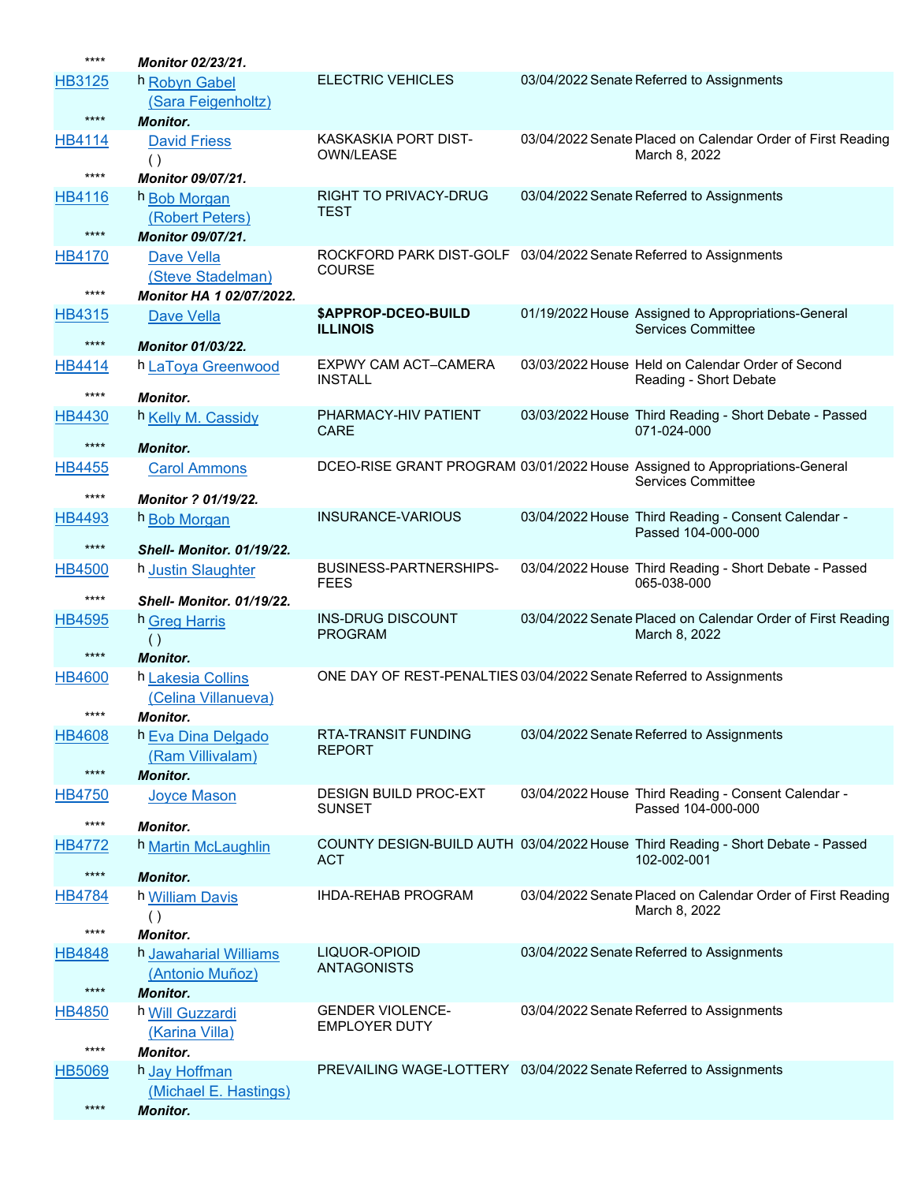| | | | | |
|---|---|---|---|---|
| **** | ***Monitor 02/23/21.*** | | | |
| HB3125 | h Robyn Gabel (Sara Feigenholtz) | ELECTRIC VEHICLES | 03/04/2022 Senate | Referred to Assignments |
| **** | ***Monitor.*** | | | |
| HB4114 | David Friess ( ) | KASKASKIA PORT DIST-OWN/LEASE | 03/04/2022 Senate | Placed on Calendar Order of First Reading March 8, 2022 |
| **** | ***Monitor 09/07/21.*** | | | |
| HB4116 | h Bob Morgan (Robert Peters) | RIGHT TO PRIVACY-DRUG TEST | 03/04/2022 Senate | Referred to Assignments |
| **** | ***Monitor 09/07/21.*** | | | |
| HB4170 | Dave Vella (Steve Stadelman) | ROCKFORD PARK DIST-GOLF COURSE | 03/04/2022 Senate | Referred to Assignments |
| **** | ***Monitor HA 1 02/07/2022.*** | | | |
| HB4315 | Dave Vella | **$APPROP-DCEO-BUILD ILLINOIS** | 01/19/2022 House | Assigned to Appropriations-General Services Committee |
| **** | ***Monitor 01/03/22.*** | | | |
| HB4414 | h LaToya Greenwood | EXPWY CAM ACT–CAMERA INSTALL | 03/03/2022 House | Held on Calendar Order of Second Reading - Short Debate |
| **** | ***Monitor.*** | | | |
| HB4430 | h Kelly M. Cassidy | PHARMACY-HIV PATIENT CARE | 03/03/2022 House | Third Reading - Short Debate - Passed 071-024-000 |
| **** | ***Monitor.*** | | | |
| HB4455 | Carol Ammons | DCEO-RISE GRANT PROGRAM | 03/01/2022 House | Assigned to Appropriations-General Services Committee |
| **** | ***Monitor ? 01/19/22.*** | | | |
| HB4493 | h Bob Morgan | INSURANCE-VARIOUS | 03/04/2022 House | Third Reading - Consent Calendar - Passed 104-000-000 |
| **** | ***Shell- Monitor. 01/19/22.*** | | | |
| HB4500 | h Justin Slaughter | BUSINESS-PARTNERSHIPS-FEES | 03/04/2022 House | Third Reading - Short Debate - Passed 065-038-000 |
| **** | ***Shell- Monitor. 01/19/22.*** | | | |
| HB4595 | h Greg Harris ( ) | INS-DRUG DISCOUNT PROGRAM | 03/04/2022 Senate | Placed on Calendar Order of First Reading March 8, 2022 |
| **** | ***Monitor.*** | | | |
| HB4600 | h Lakesia Collins (Celina Villanueva) | ONE DAY OF REST-PENALTIES | 03/04/2022 Senate | Referred to Assignments |
| **** | ***Monitor.*** | | | |
| HB4608 | h Eva Dina Delgado (Ram Villivalam) | RTA-TRANSIT FUNDING REPORT | 03/04/2022 Senate | Referred to Assignments |
| **** | ***Monitor.*** | | | |
| HB4750 | Joyce Mason | DESIGN BUILD PROC-EXT SUNSET | 03/04/2022 House | Third Reading - Consent Calendar - Passed 104-000-000 |
| **** | ***Monitor.*** | | | |
| HB4772 | h Martin McLaughlin | COUNTY DESIGN-BUILD AUTH ACT | 03/04/2022 House | Third Reading - Short Debate - Passed 102-002-001 |
| **** | ***Monitor.*** | | | |
| HB4784 | h William Davis ( ) | IHDA-REHAB PROGRAM | 03/04/2022 Senate | Placed on Calendar Order of First Reading March 8, 2022 |
| **** | ***Monitor.*** | | | |
| HB4848 | h Jawaharial Williams (Antonio Muñoz) | LIQUOR-OPIOID ANTAGONISTS | 03/04/2022 Senate | Referred to Assignments |
| **** | ***Monitor.*** | | | |
| HB4850 | h Will Guzzardi (Karina Villa) | GENDER VIOLENCE-EMPLOYER DUTY | 03/04/2022 Senate | Referred to Assignments |
| **** | ***Monitor.*** | | | |
| HB5069 | h Jay Hoffman (Michael E. Hastings) | PREVAILING WAGE-LOTTERY | 03/04/2022 Senate | Referred to Assignments |
| **** | ***Monitor.*** | | | |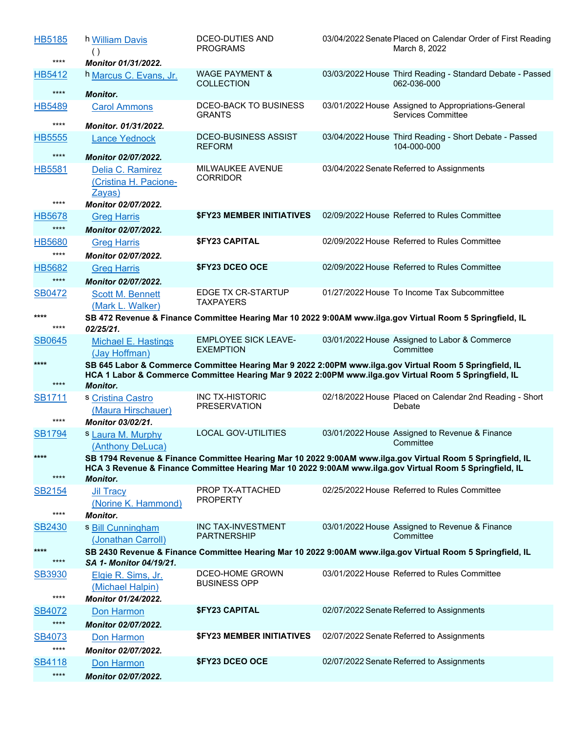| | | | | | |
|---|---|---|---|---|---|
| HB5185 | h William Davis<br>( ) | DCEO-DUTIES AND PROGRAMS | 03/04/2022 | Senate | Placed on Calendar Order of First Reading March 8, 2022 |
| **** | ***Monitor 01/31/2022.*** | | | | |
| HB5412 | h Marcus C. Evans, Jr. | WAGE PAYMENT & COLLECTION | 03/03/2022 | House | Third Reading - Standard Debate - Passed 062-036-000 |
| **** | ***Monitor.*** | | | | |
| HB5489 | Carol Ammons | DCEO-BACK TO BUSINESS GRANTS | 03/01/2022 | House | Assigned to Appropriations-General Services Committee |
| **** | ***Monitor. 01/31/2022.*** | | | | |
| HB5555 | Lance Yednock | DCEO-BUSINESS ASSIST REFORM | 03/04/2022 | House | Third Reading - Short Debate - Passed 104-000-000 |
| **** | ***Monitor 02/07/2022.*** | | | | |
| HB5581 | Delia C. Ramirez<br>(Cristina H. Pacione-Zayas) | MILWAUKEE AVENUE CORRIDOR | 03/04/2022 | Senate | Referred to Assignments |
| **** | ***Monitor 02/07/2022.*** | | | | |
| HB5678 | Greg Harris | **$FY23 MEMBER INITIATIVES** | 02/09/2022 | House | Referred to Rules Committee |
| **** | ***Monitor 02/07/2022.*** | | | | |
| HB5680 | Greg Harris | **$FY23 CAPITAL** | 02/09/2022 | House | Referred to Rules Committee |
| **** | ***Monitor 02/07/2022.*** | | | | |
| HB5682 | Greg Harris | **$FY23 DCEO OCE** | 02/09/2022 | House | Referred to Rules Committee |
| **** | ***Monitor 02/07/2022.*** | | | | |
| SB0472 | Scott M. Bennett<br>(Mark L. Walker) | EDGE TX CR-STARTUP TAXPAYERS | 01/27/2022 | House | To Income Tax Subcommittee |
| **** | **SB 472 Revenue & Finance Committee Hearing Mar 10 2022 9:00AM www.ilga.gov Virtual Room 5 Springfield, IL** | | | | |
| **** | ***02/25/21.*** | | | | |
| SB0645 | Michael E. Hastings<br>(Jay Hoffman) | EMPLOYEE SICK LEAVE-EXEMPTION | 03/01/2022 | House | Assigned to Labor & Commerce Committee |
| **** | **SB 645 Labor & Commerce Committee Hearing Mar 9 2022 2:00PM www.ilga.gov Virtual Room 5 Springfield, IL**<br>**HCA 1 Labor & Commerce Committee Hearing Mar 9 2022 2:00PM www.ilga.gov Virtual Room 5 Springfield, IL** | | | | |
| **** | ***Monitor.*** | | | | |
| SB1711 | s Cristina Castro<br>(Maura Hirschauer) | INC TX-HISTORIC PRESERVATION | 02/18/2022 | House | Placed on Calendar 2nd Reading - Short Debate |
| **** | ***Monitor 03/02/21.*** | | | | |
| SB1794 | s Laura M. Murphy<br>(Anthony DeLuca) | LOCAL GOV-UTILITIES | 03/01/2022 | House | Assigned to Revenue & Finance Committee |
| **** | **SB 1794 Revenue & Finance Committee Hearing Mar 10 2022 9:00AM www.ilga.gov Virtual Room 5 Springfield, IL**<br>**HCA 3 Revenue & Finance Committee Hearing Mar 10 2022 9:00AM www.ilga.gov Virtual Room 5 Springfield, IL** | | | | |
| **** | ***Monitor.*** | | | | |
| SB2154 | Jil Tracy<br>(Norine K. Hammond) | PROP TX-ATTACHED PROPERTY | 02/25/2022 | House | Referred to Rules Committee |
| **** | ***Monitor.*** | | | | |
| SB2430 | s Bill Cunningham<br>(Jonathan Carroll) | INC TAX-INVESTMENT PARTNERSHIP | 03/01/2022 | House | Assigned to Revenue & Finance Committee |
| **** | **SB 2430 Revenue & Finance Committee Hearing Mar 10 2022 9:00AM www.ilga.gov Virtual Room 5 Springfield, IL** | | | | |
| **** | ***SA 1- Monitor 04/19/21.*** | | | | |
| SB3930 | Elgie R. Sims, Jr.<br>(Michael Halpin) | DCEO-HOME GROWN BUSINESS OPP | 03/01/2022 | House | Referred to Rules Committee |
| **** | ***Monitor 01/24/2022.*** | | | | |
| SB4072 | Don Harmon | **$FY23 CAPITAL** | 02/07/2022 | Senate | Referred to Assignments |
| **** | ***Monitor 02/07/2022.*** | | | | |
| SB4073 | Don Harmon | **$FY23 MEMBER INITIATIVES** | 02/07/2022 | Senate | Referred to Assignments |
| **** | ***Monitor 02/07/2022.*** | | | | |
| SB4118 | Don Harmon | **$FY23 DCEO OCE** | 02/07/2022 | Senate | Referred to Assignments |
| **** | ***Monitor 02/07/2022.*** | | | | |